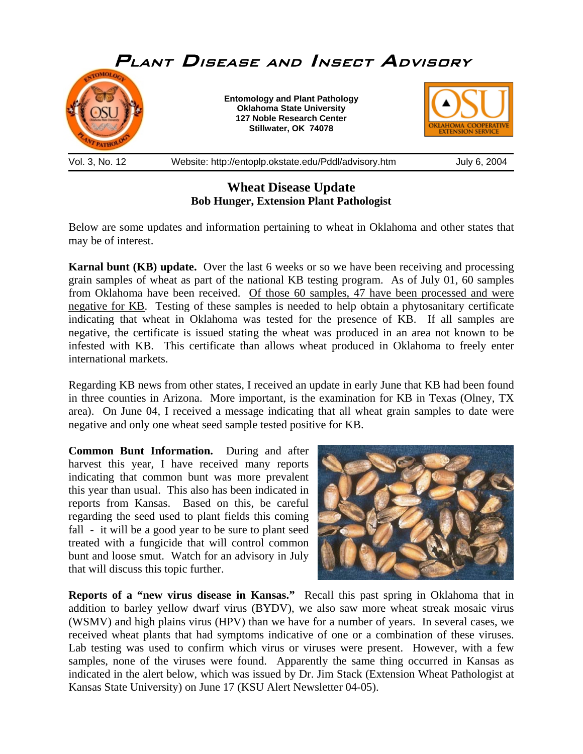# Plant Disease and Insect Advisory

**Entomology and Plant Pathology**
**Oklahoma State University**
**127 Noble Research Center**
**Stillwater, OK 74078**

Vol. 3, No. 12 | Website: http://entoplp.okstate.edu/Pddl/advisory.htm | July 6, 2004

## Wheat Disease Update

**Bob Hunger, Extension Plant Pathologist**

Below are some updates and information pertaining to wheat in Oklahoma and other states that may be of interest.

**Karnal bunt (KB) update.** Over the last 6 weeks or so we have been receiving and processing grain samples of wheat as part of the national KB testing program. As of July 01, 60 samples from Oklahoma have been received. <u>Of those 60 samples, 47 have been processed and were negative for KB</u>. Testing of these samples is needed to help obtain a phytosanitary certificate indicating that wheat in Oklahoma was tested for the presence of KB. If all samples are negative, the certificate is issued stating the wheat was produced in an area not known to be infested with KB. This certificate than allows wheat produced in Oklahoma to freely enter international markets.

Regarding KB news from other states, I received an update in early June that KB had been found in three counties in Arizona. More important, is the examination for KB in Texas (Olney, TX area). On June 04, I received a message indicating that all wheat grain samples to date were negative and only one wheat seed sample tested positive for KB.

**Common Bunt Information.** During and after harvest this year, I have received many reports indicating that common bunt was more prevalent this year than usual. This also has been indicated in reports from Kansas. Based on this, be careful regarding the seed used to plant fields this coming fall - it will be a good year to be sure to plant seed treated with a fungicide that will control common bunt and loose smut. Watch for an advisory in July that will discuss this topic further.

**Reports of a "new virus disease in Kansas."** Recall this past spring in Oklahoma that in addition to barley yellow dwarf virus (BYDV), we also saw more wheat streak mosaic virus (WSMV) and high plains virus (HPV) than we have for a number of years. In several cases, we received wheat plants that had symptoms indicative of one or a combination of these viruses. Lab testing was used to confirm which virus or viruses were present. However, with a few samples, none of the viruses were found. Apparently the same thing occurred in Kansas as indicated in the alert below, which was issued by Dr. Jim Stack (Extension Wheat Pathologist at Kansas State University) on June 17 (KSU Alert Newsletter 04-05).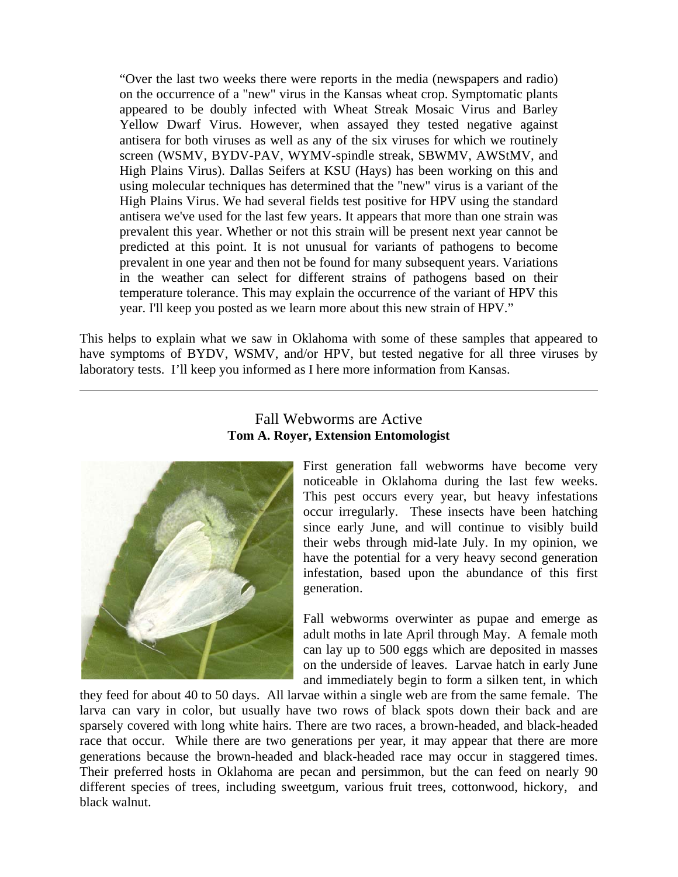> "Over the last two weeks there were reports in the media (newspapers and radio) on the occurrence of a "new" virus in the Kansas wheat crop. Symptomatic plants appeared to be doubly infected with Wheat Streak Mosaic Virus and Barley Yellow Dwarf Virus. However, when assayed they tested negative against antisera for both viruses as well as any of the six viruses for which we routinely screen (WSMV, BYDV-PAV, WYMV-spindle streak, SBWMV, AWStMV, and High Plains Virus). Dallas Seifers at KSU (Hays) has been working on this and using molecular techniques has determined that the "new" virus is a variant of the High Plains Virus. We had several fields test positive for HPV using the standard antisera we've used for the last few years. It appears that more than one strain was prevalent this year. Whether or not this strain will be present next year cannot be predicted at this point. It is not unusual for variants of pathogens to become prevalent in one year and then not be found for many subsequent years. Variations in the weather can select for different strains of pathogens based on their temperature tolerance. This may explain the occurrence of the variant of HPV this year. I'll keep you posted as we learn more about this new strain of HPV."

This helps to explain what we saw in Oklahoma with some of these samples that appeared to have symptoms of BYDV, WSMV, and/or HPV, but tested negative for all three viruses by laboratory tests. I'll keep you informed as I here more information from Kansas.

---

## Fall Webworms are Active

**Tom A. Royer, Extension Entomologist**

First generation fall webworms have become very noticeable in Oklahoma during the last few weeks. This pest occurs every year, but heavy infestations occur irregularly. These insects have been hatching since early June, and will continue to visibly build their webs through mid-late July. In my opinion, we have the potential for a very heavy second generation infestation, based upon the abundance of this first generation.

Fall webworms overwinter as pupae and emerge as adult moths in late April through May. A female moth can lay up to 500 eggs which are deposited in masses on the underside of leaves. Larvae hatch in early June and immediately begin to form a silken tent, in which they feed for about 40 to 50 days. All larvae within a single web are from the same female. The larva can vary in color, but usually have two rows of black spots down their back and are sparsely covered with long white hairs. There are two races, a brown-headed, and black-headed race that occur. While there are two generations per year, it may appear that there are more generations because the brown-headed and black-headed race may occur in staggered times. Their preferred hosts in Oklahoma are pecan and persimmon, but the can feed on nearly 90 different species of trees, including sweetgum, various fruit trees, cottonwood, hickory, and black walnut.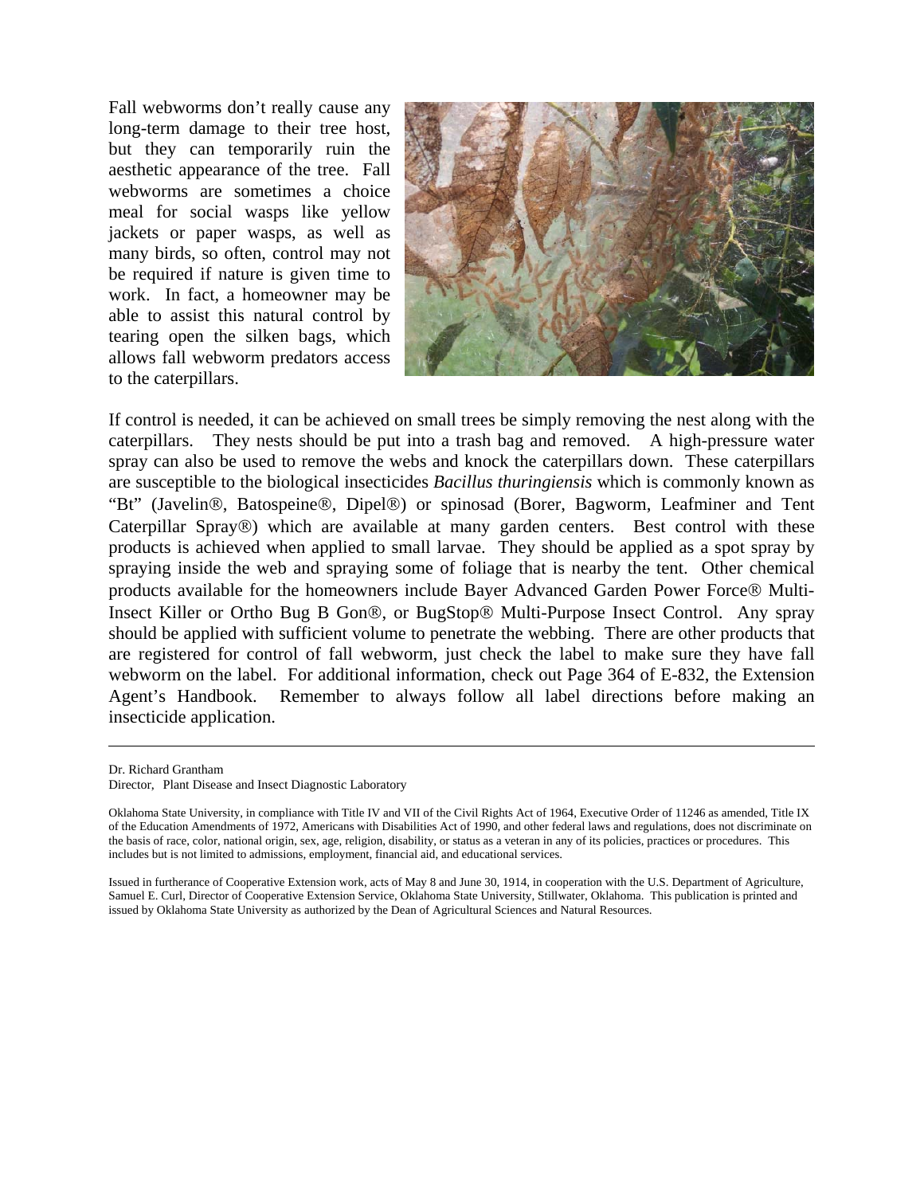Fall webworms don't really cause any long-term damage to their tree host, but they can temporarily ruin the aesthetic appearance of the tree. Fall webworms are sometimes a choice meal for social wasps like yellow jackets or paper wasps, as well as many birds, so often, control may not be required if nature is given time to work. In fact, a homeowner may be able to assist this natural control by tearing open the silken bags, which allows fall webworm predators access to the caterpillars.

If control is needed, it can be achieved on small trees be simply removing the nest along with the caterpillars. They nests should be put into a trash bag and removed. A high-pressure water spray can also be used to remove the webs and knock the caterpillars down. These caterpillars are susceptible to the biological insecticides *Bacillus thuringiensis* which is commonly known as "Bt" (Javelin®, Batospeine®, Dipel®) or spinosad (Borer, Bagworm, Leafminer and Tent Caterpillar Spray®) which are available at many garden centers. Best control with these products is achieved when applied to small larvae. They should be applied as a spot spray by spraying inside the web and spraying some of foliage that is nearby the tent. Other chemical products available for the homeowners include Bayer Advanced Garden Power Force® Multi-Insect Killer or Ortho Bug B Gon®, or BugStop® Multi-Purpose Insect Control. Any spray should be applied with sufficient volume to penetrate the webbing. There are other products that are registered for control of fall webworm, just check the label to make sure they have fall webworm on the label. For additional information, check out Page 364 of E-832, the Extension Agent's Handbook. Remember to always follow all label directions before making an insecticide application.

---

Dr. Richard Grantham
Director, Plant Disease and Insect Diagnostic Laboratory

Oklahoma State University, in compliance with Title IV and VII of the Civil Rights Act of 1964, Executive Order of 11246 as amended, Title IX of the Education Amendments of 1972, Americans with Disabilities Act of 1990, and other federal laws and regulations, does not discriminate on the basis of race, color, national origin, sex, age, religion, disability, or status as a veteran in any of its policies, practices or procedures. This includes but is not limited to admissions, employment, financial aid, and educational services.

Issued in furtherance of Cooperative Extension work, acts of May 8 and June 30, 1914, in cooperation with the U.S. Department of Agriculture, Samuel E. Curl, Director of Cooperative Extension Service, Oklahoma State University, Stillwater, Oklahoma. This publication is printed and issued by Oklahoma State University as authorized by the Dean of Agricultural Sciences and Natural Resources.